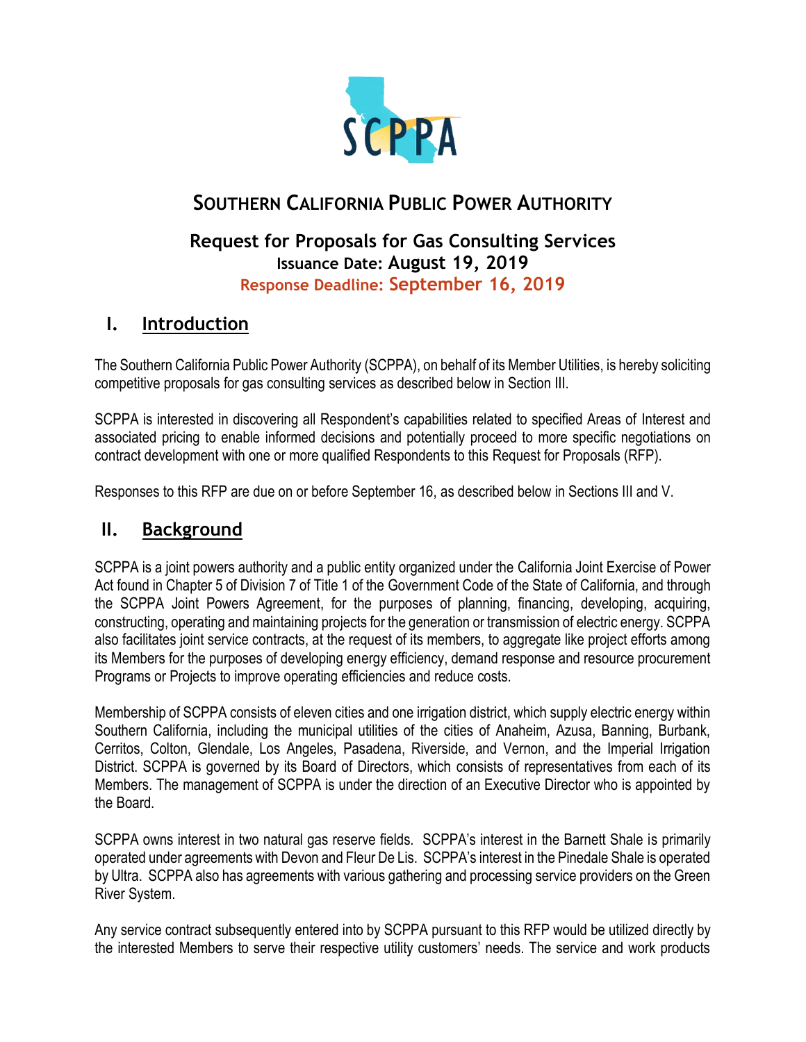# SOUTHERN CALIFORNIA PUBLIC POWER AUTHORITY

## Request for Proposals for Gas Consulting Services

**Issuance Date: August 19, 2019**

**Response Deadline: September 16, 2019**

## I. Introduction

The Southern California Public Power Authority (SCPPA), on behalf of its Member Utilities, is hereby soliciting competitive proposals for gas consulting services as described below in Section III.

SCPPA is interested in discovering all Respondent's capabilities related to specified Areas of Interest and associated pricing to enable informed decisions and potentially proceed to more specific negotiations on contract development with one or more qualified Respondents to this Request for Proposals (RFP).

Responses to this RFP are due on or before September 16, as described below in Sections III and V.

## II. Background

SCPPA is a joint powers authority and a public entity organized under the California Joint Exercise of Power Act found in Chapter 5 of Division 7 of Title 1 of the Government Code of the State of California, and through the SCPPA Joint Powers Agreement, for the purposes of planning, financing, developing, acquiring, constructing, operating and maintaining projects for the generation or transmission of electric energy. SCPPA also facilitates joint service contracts, at the request of its members, to aggregate like project efforts among its Members for the purposes of developing energy efficiency, demand response and resource procurement Programs or Projects to improve operating efficiencies and reduce costs.

Membership of SCPPA consists of eleven cities and one irrigation district, which supply electric energy within Southern California, including the municipal utilities of the cities of Anaheim, Azusa, Banning, Burbank, Cerritos, Colton, Glendale, Los Angeles, Pasadena, Riverside, and Vernon, and the Imperial Irrigation District. SCPPA is governed by its Board of Directors, which consists of representatives from each of its Members. The management of SCPPA is under the direction of an Executive Director who is appointed by the Board.

SCPPA owns interest in two natural gas reserve fields. SCPPA's interest in the Barnett Shale is primarily operated under agreements with Devon and Fleur De Lis. SCPPA's interest in the Pinedale Shale is operated by Ultra. SCPPA also has agreements with various gathering and processing service providers on the Green River System.

Any service contract subsequently entered into by SCPPA pursuant to this RFP would be utilized directly by the interested Members to serve their respective utility customers' needs. The service and work products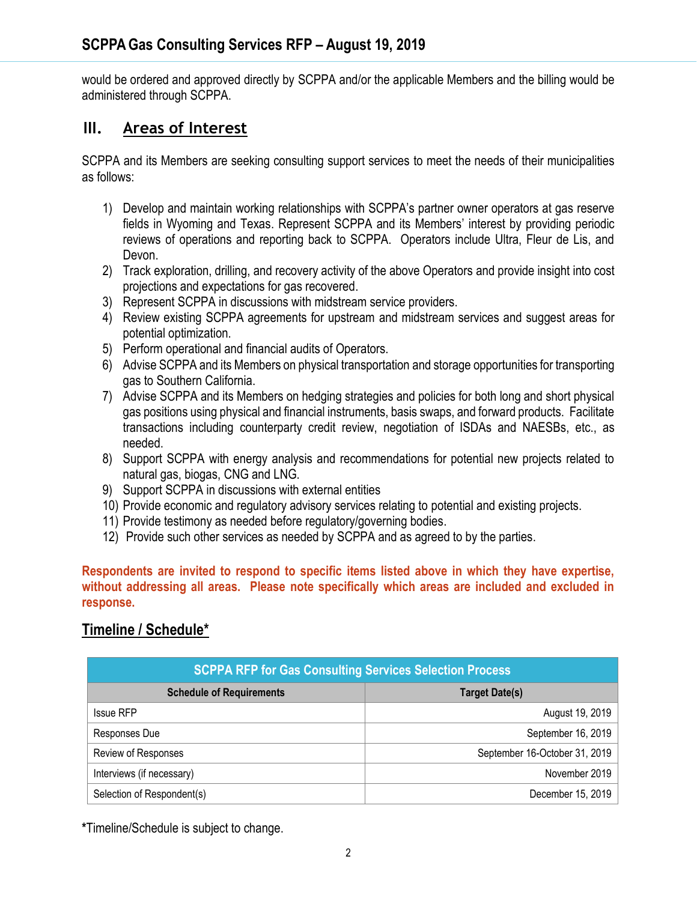would be ordered and approved directly by SCPPA and/or the applicable Members and the billing would be administered through SCPPA.

## III. Areas of Interest

SCPPA and its Members are seeking consulting support services to meet the needs of their municipalities as follows:

1) Develop and maintain working relationships with SCPPA's partner owner operators at gas reserve fields in Wyoming and Texas. Represent SCPPA and its Members' interest by providing periodic reviews of operations and reporting back to SCPPA. Operators include Ultra, Fleur de Lis, and Devon.
2) Track exploration, drilling, and recovery activity of the above Operators and provide insight into cost projections and expectations for gas recovered.
3) Represent SCPPA in discussions with midstream service providers.
4) Review existing SCPPA agreements for upstream and midstream services and suggest areas for potential optimization.
5) Perform operational and financial audits of Operators.
6) Advise SCPPA and its Members on physical transportation and storage opportunities for transporting gas to Southern California.
7) Advise SCPPA and its Members on hedging strategies and policies for both long and short physical gas positions using physical and financial instruments, basis swaps, and forward products. Facilitate transactions including counterparty credit review, negotiation of ISDAs and NAESBs, etc., as needed.
8) Support SCPPA with energy analysis and recommendations for potential new projects related to natural gas, biogas, CNG and LNG.
9) Support SCPPA in discussions with external entities
10) Provide economic and regulatory advisory services relating to potential and existing projects.
11) Provide testimony as needed before regulatory/governing bodies.
12) Provide such other services as needed by SCPPA and as agreed to by the parties.

**Respondents are invited to respond to specific items listed above in which they have expertise, without addressing all areas. Please note specifically which areas are included and excluded in response.**

## Timeline / Schedule*

| SCPPA RFP for Gas Consulting Services Selection Process | |
|---|---|
| **Schedule of Requirements** | **Target Date(s)** |
| Issue RFP | August 19, 2019 |
| Responses Due | September 16, 2019 |
| Review of Responses | September 16-October 31, 2019 |
| Interviews (if necessary) | November 2019 |
| Selection of Respondent(s) | December 15, 2019 |

*Timeline/Schedule is subject to change.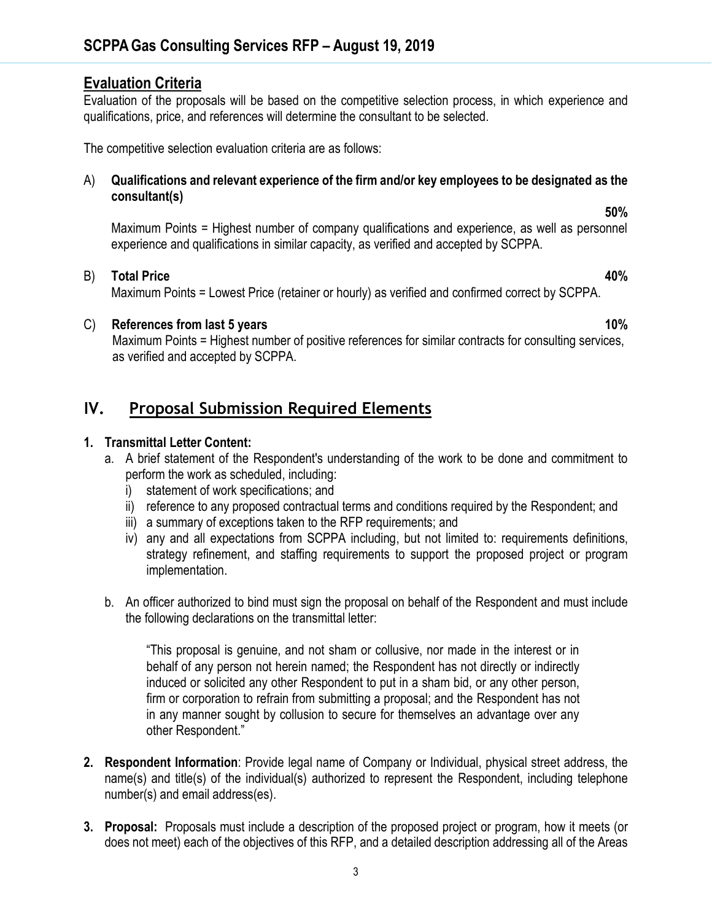## Evaluation Criteria

Evaluation of the proposals will be based on the competitive selection process, in which experience and qualifications, price, and references will determine the consultant to be selected.

The competitive selection evaluation criteria are as follows:

A) **Qualifications and relevant experience of the firm and/or key employees to be designated as the consultant(s)** **50%**

Maximum Points = Highest number of company qualifications and experience, as well as personnel experience and qualifications in similar capacity, as verified and accepted by SCPPA.

B) **Total Price** **40%**

Maximum Points = Lowest Price (retainer or hourly) as verified and confirmed correct by SCPPA.

C) **References from last 5 years** **10%**

Maximum Points = Highest number of positive references for similar contracts for consulting services, as verified and accepted by SCPPA.

# IV. Proposal Submission Required Elements

**1. Transmittal Letter Content:**

a. A brief statement of the Respondent's understanding of the work to be done and commitment to perform the work as scheduled, including:

i) statement of work specifications; and

ii) reference to any proposed contractual terms and conditions required by the Respondent; and

iii) a summary of exceptions taken to the RFP requirements; and

iv) any and all expectations from SCPPA including, but not limited to: requirements definitions, strategy refinement, and staffing requirements to support the proposed project or program implementation.

b. An officer authorized to bind must sign the proposal on behalf of the Respondent and must include the following declarations on the transmittal letter:

> "This proposal is genuine, and not sham or collusive, nor made in the interest or in behalf of any person not herein named; the Respondent has not directly or indirectly induced or solicited any other Respondent to put in a sham bid, or any other person, firm or corporation to refrain from submitting a proposal; and the Respondent has not in any manner sought by collusion to secure for themselves an advantage over any other Respondent."

**2. Respondent Information**: Provide legal name of Company or Individual, physical street address, the name(s) and title(s) of the individual(s) authorized to represent the Respondent, including telephone number(s) and email address(es).

**3. Proposal:** Proposals must include a description of the proposed project or program, how it meets (or does not meet) each of the objectives of this RFP, and a detailed description addressing all of the Areas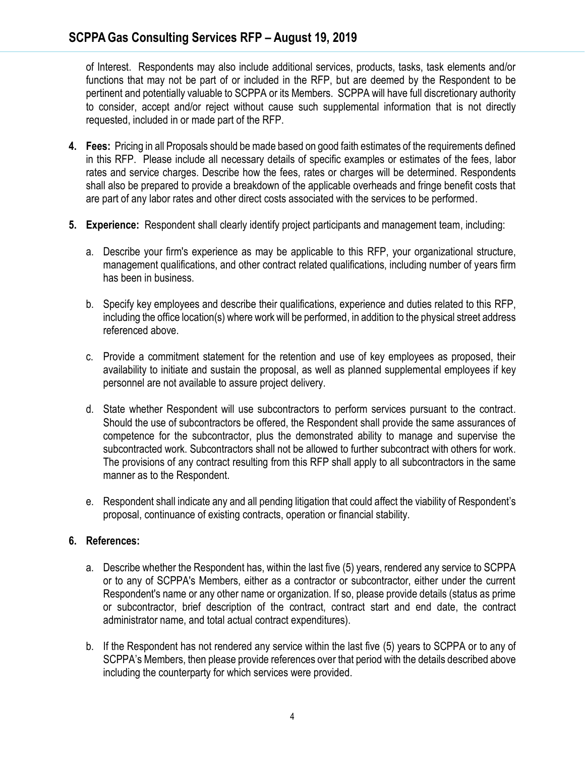of Interest. Respondents may also include additional services, products, tasks, task elements and/or functions that may not be part of or included in the RFP, but are deemed by the Respondent to be pertinent and potentially valuable to SCPPA or its Members. SCPPA will have full discretionary authority to consider, accept and/or reject without cause such supplemental information that is not directly requested, included in or made part of the RFP.

4. **Fees:** Pricing in all Proposals should be made based on good faith estimates of the requirements defined in this RFP. Please include all necessary details of specific examples or estimates of the fees, labor rates and service charges. Describe how the fees, rates or charges will be determined. Respondents shall also be prepared to provide a breakdown of the applicable overheads and fringe benefit costs that are part of any labor rates and other direct costs associated with the services to be performed.

5. **Experience:** Respondent shall clearly identify project participants and management team, including:

   a. Describe your firm's experience as may be applicable to this RFP, your organizational structure, management qualifications, and other contract related qualifications, including number of years firm has been in business.

   b. Specify key employees and describe their qualifications, experience and duties related to this RFP, including the office location(s) where work will be performed, in addition to the physical street address referenced above.

   c. Provide a commitment statement for the retention and use of key employees as proposed, their availability to initiate and sustain the proposal, as well as planned supplemental employees if key personnel are not available to assure project delivery.

   d. State whether Respondent will use subcontractors to perform services pursuant to the contract. Should the use of subcontractors be offered, the Respondent shall provide the same assurances of competence for the subcontractor, plus the demonstrated ability to manage and supervise the subcontracted work. Subcontractors shall not be allowed to further subcontract with others for work. The provisions of any contract resulting from this RFP shall apply to all subcontractors in the same manner as to the Respondent.

   e. Respondent shall indicate any and all pending litigation that could affect the viability of Respondent's proposal, continuance of existing contracts, operation or financial stability.

6. **References:**

   a. Describe whether the Respondent has, within the last five (5) years, rendered any service to SCPPA or to any of SCPPA's Members, either as a contractor or subcontractor, either under the current Respondent's name or any other name or organization. If so, please provide details (status as prime or subcontractor, brief description of the contract, contract start and end date, the contract administrator name, and total actual contract expenditures).

   b. If the Respondent has not rendered any service within the last five (5) years to SCPPA or to any of SCPPA's Members, then please provide references over that period with the details described above including the counterparty for which services were provided.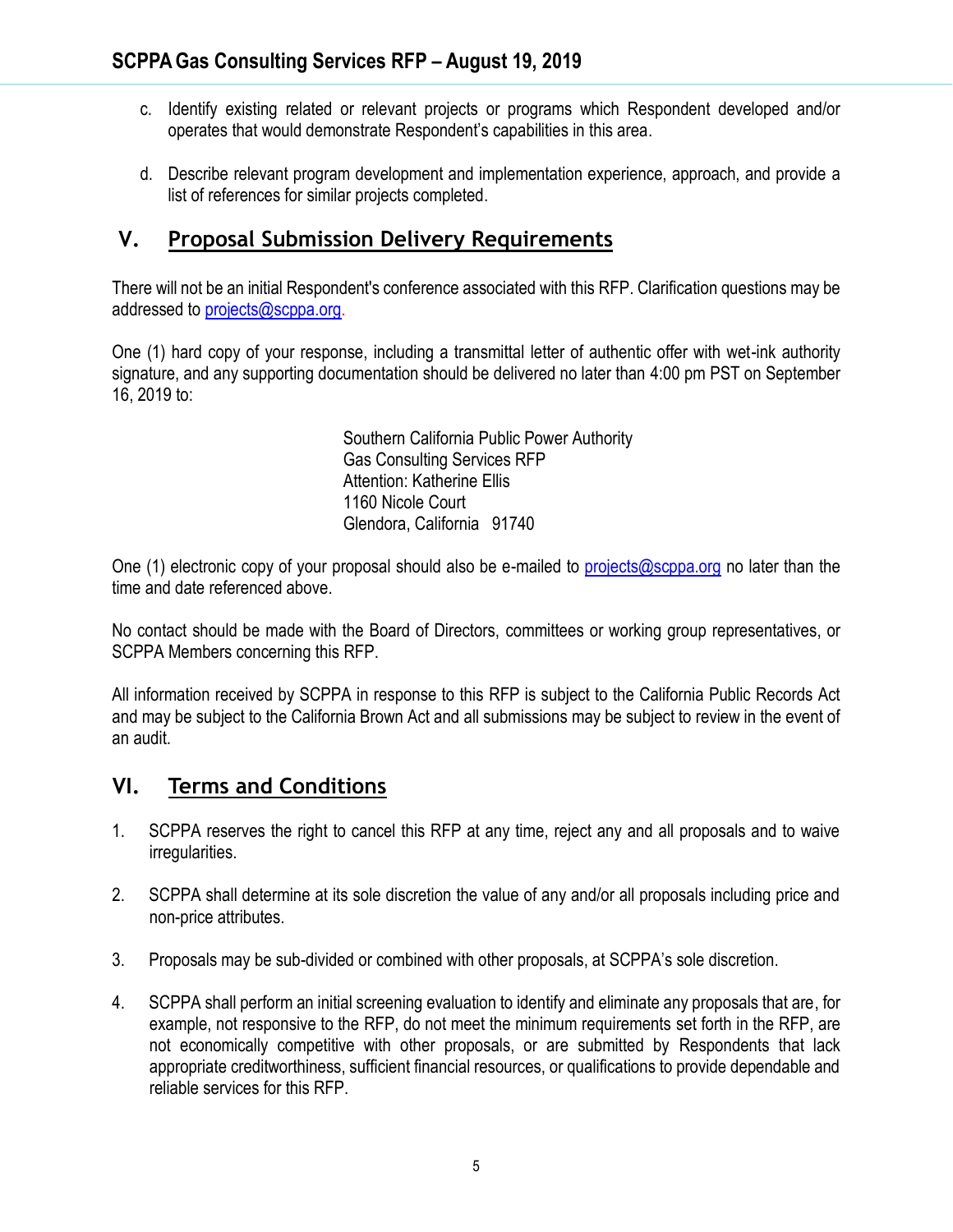c. Identify existing related or relevant projects or programs which Respondent developed and/or operates that would demonstrate Respondent's capabilities in this area.

d. Describe relevant program development and implementation experience, approach, and provide a list of references for similar projects completed.

## V. Proposal Submission Delivery Requirements

There will not be an initial Respondent's conference associated with this RFP. Clarification questions may be addressed to projects@scppa.org.

One (1) hard copy of your response, including a transmittal letter of authentic offer with wet-ink authority signature, and any supporting documentation should be delivered no later than 4:00 pm PST on September 16, 2019 to:

Southern California Public Power Authority
Gas Consulting Services RFP
Attention: Katherine Ellis
1160 Nicole Court
Glendora, California 91740

One (1) electronic copy of your proposal should also be e-mailed to projects@scppa.org no later than the time and date referenced above.

No contact should be made with the Board of Directors, committees or working group representatives, or SCPPA Members concerning this RFP.

All information received by SCPPA in response to this RFP is subject to the California Public Records Act and may be subject to the California Brown Act and all submissions may be subject to review in the event of an audit.

## VI. Terms and Conditions

1. SCPPA reserves the right to cancel this RFP at any time, reject any and all proposals and to waive irregularities.

2. SCPPA shall determine at its sole discretion the value of any and/or all proposals including price and non-price attributes.

3. Proposals may be sub-divided or combined with other proposals, at SCPPA's sole discretion.

4. SCPPA shall perform an initial screening evaluation to identify and eliminate any proposals that are, for example, not responsive to the RFP, do not meet the minimum requirements set forth in the RFP, are not economically competitive with other proposals, or are submitted by Respondents that lack appropriate creditworthiness, sufficient financial resources, or qualifications to provide dependable and reliable services for this RFP.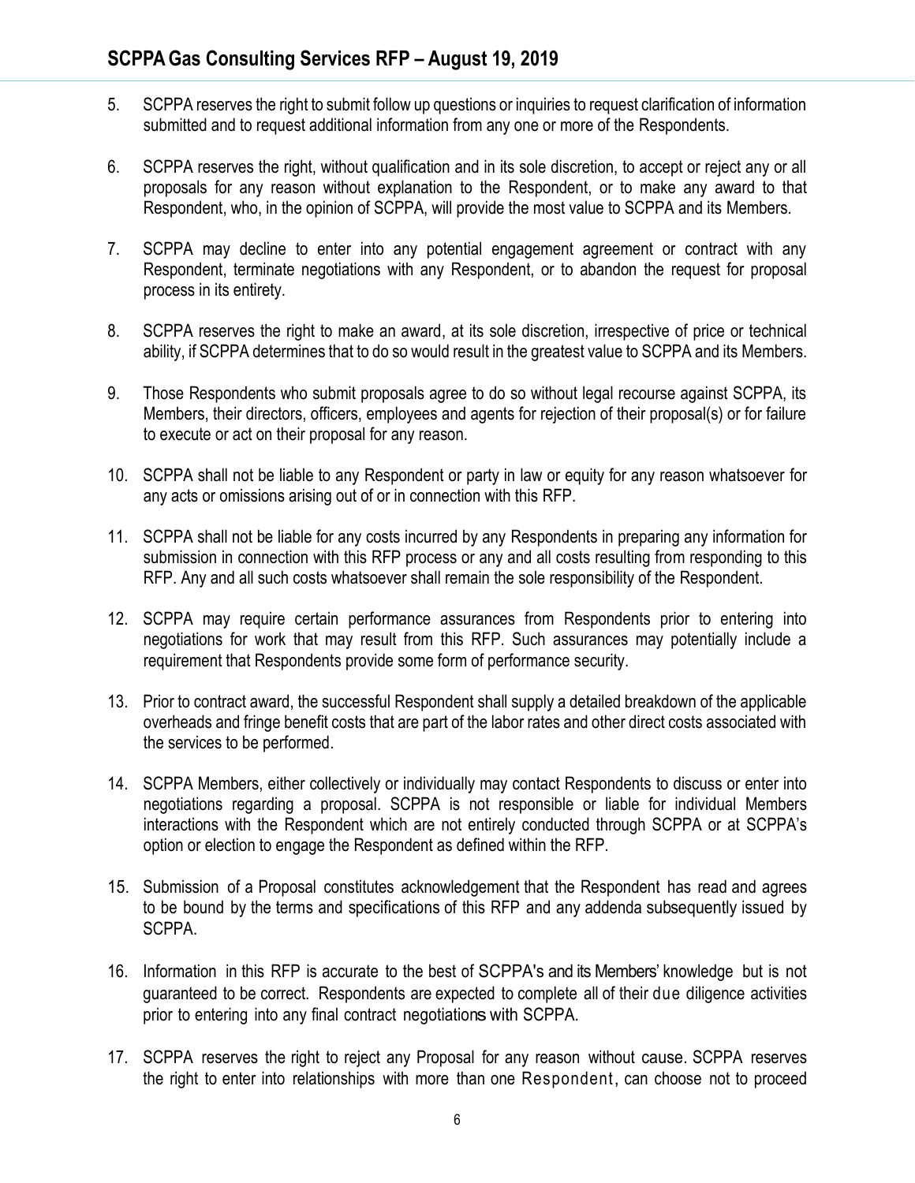5. SCPPA reserves the right to submit follow up questions or inquiries to request clarification of information submitted and to request additional information from any one or more of the Respondents.

6. SCPPA reserves the right, without qualification and in its sole discretion, to accept or reject any or all proposals for any reason without explanation to the Respondent, or to make any award to that Respondent, who, in the opinion of SCPPA, will provide the most value to SCPPA and its Members.

7. SCPPA may decline to enter into any potential engagement agreement or contract with any Respondent, terminate negotiations with any Respondent, or to abandon the request for proposal process in its entirety.

8. SCPPA reserves the right to make an award, at its sole discretion, irrespective of price or technical ability, if SCPPA determines that to do so would result in the greatest value to SCPPA and its Members.

9. Those Respondents who submit proposals agree to do so without legal recourse against SCPPA, its Members, their directors, officers, employees and agents for rejection of their proposal(s) or for failure to execute or act on their proposal for any reason.

10. SCPPA shall not be liable to any Respondent or party in law or equity for any reason whatsoever for any acts or omissions arising out of or in connection with this RFP.

11. SCPPA shall not be liable for any costs incurred by any Respondents in preparing any information for submission in connection with this RFP process or any and all costs resulting from responding to this RFP. Any and all such costs whatsoever shall remain the sole responsibility of the Respondent.

12. SCPPA may require certain performance assurances from Respondents prior to entering into negotiations for work that may result from this RFP. Such assurances may potentially include a requirement that Respondents provide some form of performance security.

13. Prior to contract award, the successful Respondent shall supply a detailed breakdown of the applicable overheads and fringe benefit costs that are part of the labor rates and other direct costs associated with the services to be performed.

14. SCPPA Members, either collectively or individually may contact Respondents to discuss or enter into negotiations regarding a proposal. SCPPA is not responsible or liable for individual Members interactions with the Respondent which are not entirely conducted through SCPPA or at SCPPA's option or election to engage the Respondent as defined within the RFP.

15. Submission of a Proposal constitutes acknowledgement that the Respondent has read and agrees to be bound by the terms and specifications of this RFP and any addenda subsequently issued by SCPPA.

16. Information in this RFP is accurate to the best of SCPPA's and its Members' knowledge but is not guaranteed to be correct. Respondents are expected to complete all of their due diligence activities prior to entering into any final contract negotiations with SCPPA.

17. SCPPA reserves the right to reject any Proposal for any reason without cause. SCPPA reserves the right to enter into relationships with more than one Respondent, can choose not to proceed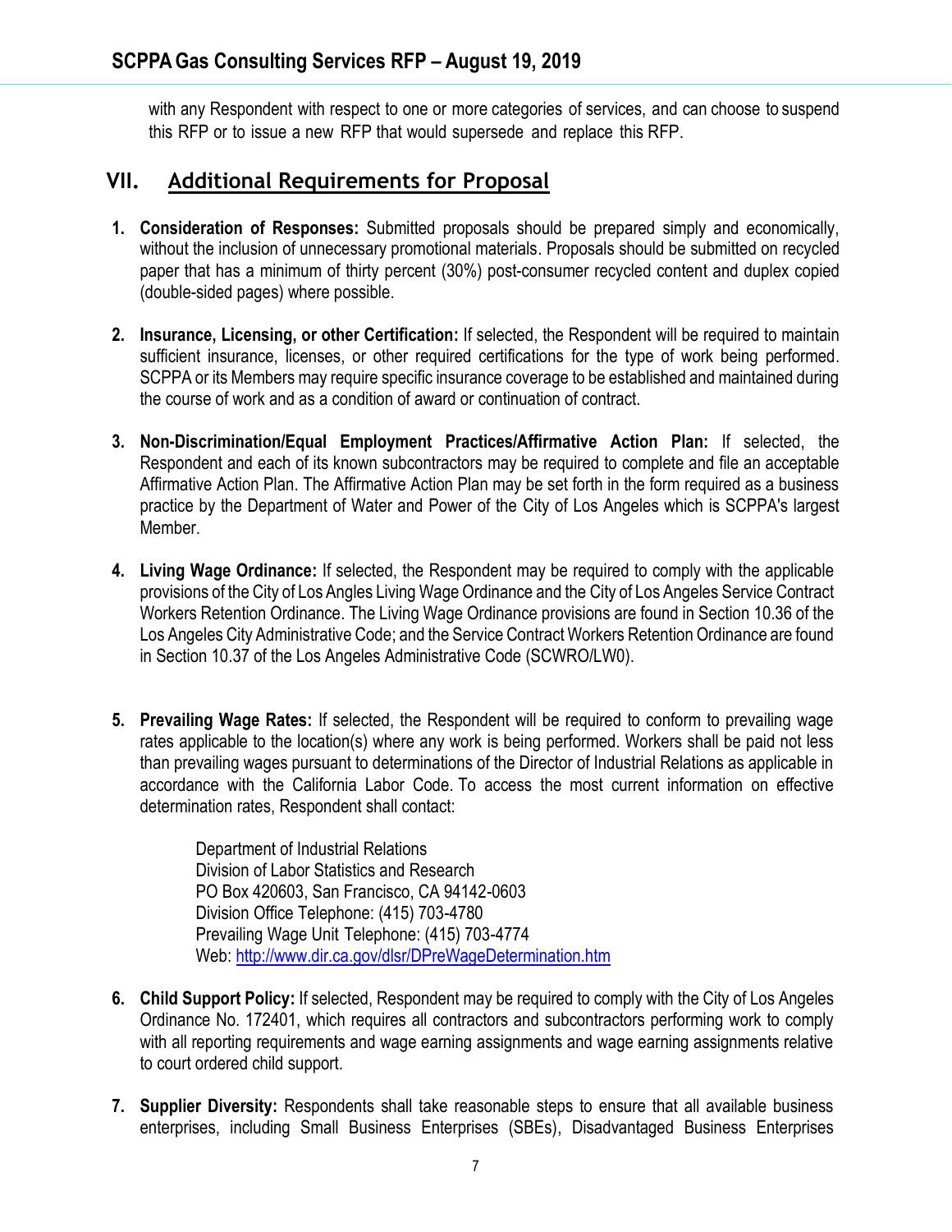with any Respondent with respect to one or more categories of services, and can choose to suspend this RFP or to issue a new RFP that would supersede and replace this RFP.

## VII. Additional Requirements for Proposal

1. **Consideration of Responses:** Submitted proposals should be prepared simply and economically, without the inclusion of unnecessary promotional materials. Proposals should be submitted on recycled paper that has a minimum of thirty percent (30%) post-consumer recycled content and duplex copied (double-sided pages) where possible.

2. **Insurance, Licensing, or other Certification:** If selected, the Respondent will be required to maintain sufficient insurance, licenses, or other required certifications for the type of work being performed. SCPPA or its Members may require specific insurance coverage to be established and maintained during the course of work and as a condition of award or continuation of contract.

3. **Non-Discrimination/Equal Employment Practices/Affirmative Action Plan:** If selected, the Respondent and each of its known subcontractors may be required to complete and file an acceptable Affirmative Action Plan. The Affirmative Action Plan may be set forth in the form required as a business practice by the Department of Water and Power of the City of Los Angeles which is SCPPA's largest Member.

4. **Living Wage Ordinance:** If selected, the Respondent may be required to comply with the applicable provisions of the City of Los Angles Living Wage Ordinance and the City of Los Angeles Service Contract Workers Retention Ordinance. The Living Wage Ordinance provisions are found in Section 10.36 of the Los Angeles City Administrative Code; and the Service Contract Workers Retention Ordinance are found in Section 10.37 of the Los Angeles Administrative Code (SCWRO/LW0).

5. **Prevailing Wage Rates:** If selected, the Respondent will be required to conform to prevailing wage rates applicable to the location(s) where any work is being performed. Workers shall be paid not less than prevailing wages pursuant to determinations of the Director of Industrial Relations as applicable in accordance with the California Labor Code. To access the most current information on effective determination rates, Respondent shall contact:

   Department of Industrial Relations
   Division of Labor Statistics and Research
   PO Box 420603, San Francisco, CA 94142-0603
   Division Office Telephone: (415) 703-4780
   Prevailing Wage Unit Telephone: (415) 703-4774
   Web: http://www.dir.ca.gov/dlsr/DPreWageDetermination.htm

6. **Child Support Policy:** If selected, Respondent may be required to comply with the City of Los Angeles Ordinance No. 172401, which requires all contractors and subcontractors performing work to comply with all reporting requirements and wage earning assignments and wage earning assignments relative to court ordered child support.

7. **Supplier Diversity:** Respondents shall take reasonable steps to ensure that all available business enterprises, including Small Business Enterprises (SBEs), Disadvantaged Business Enterprises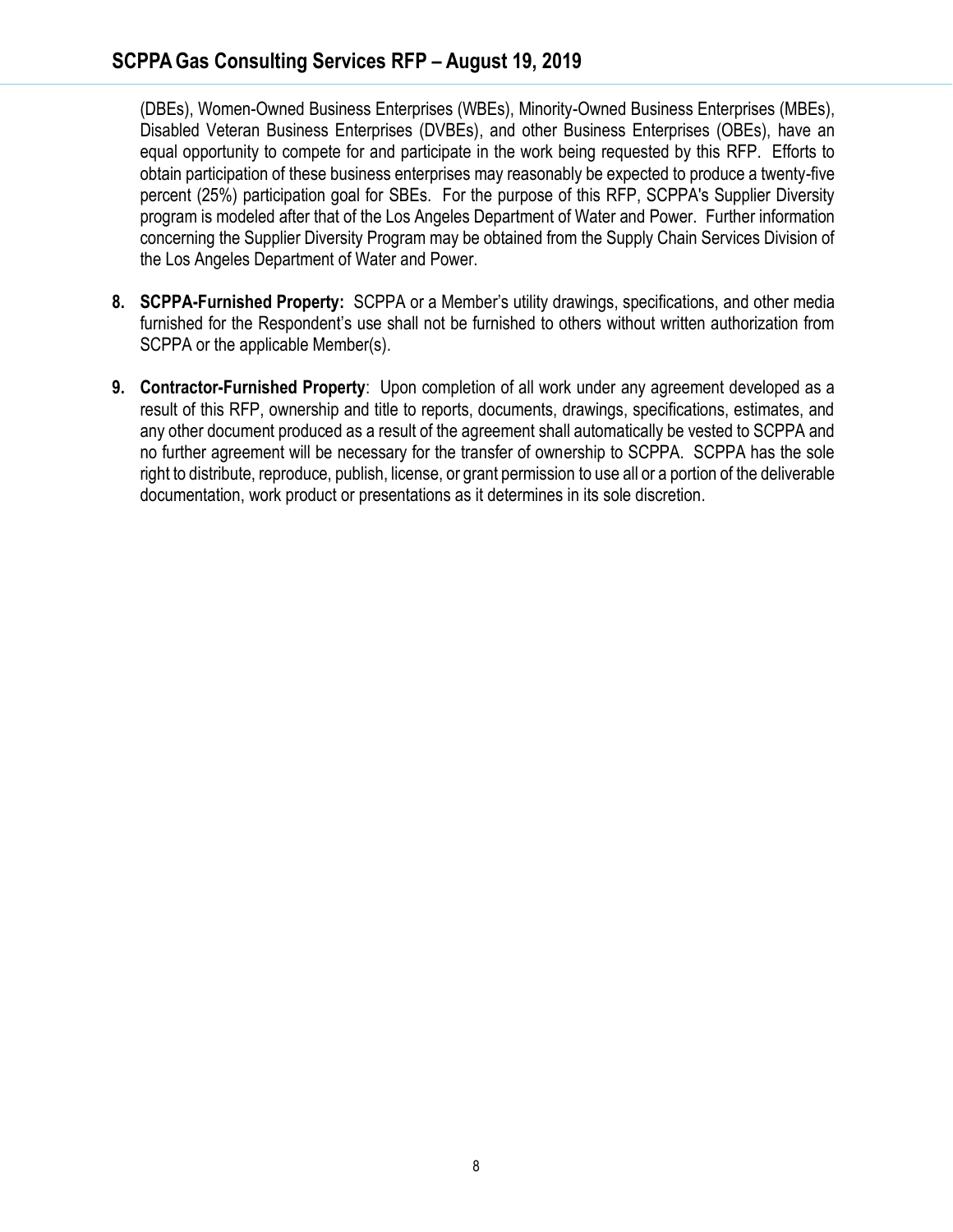(DBEs), Women-Owned Business Enterprises (WBEs), Minority-Owned Business Enterprises (MBEs), Disabled Veteran Business Enterprises (DVBEs), and other Business Enterprises (OBEs), have an equal opportunity to compete for and participate in the work being requested by this RFP. Efforts to obtain participation of these business enterprises may reasonably be expected to produce a twenty-five percent (25%) participation goal for SBEs. For the purpose of this RFP, SCPPA's Supplier Diversity program is modeled after that of the Los Angeles Department of Water and Power. Further information concerning the Supplier Diversity Program may be obtained from the Supply Chain Services Division of the Los Angeles Department of Water and Power.

8. **SCPPA-Furnished Property:** SCPPA or a Member's utility drawings, specifications, and other media furnished for the Respondent's use shall not be furnished to others without written authorization from SCPPA or the applicable Member(s).

9. **Contractor-Furnished Property**: Upon completion of all work under any agreement developed as a result of this RFP, ownership and title to reports, documents, drawings, specifications, estimates, and any other document produced as a result of the agreement shall automatically be vested to SCPPA and no further agreement will be necessary for the transfer of ownership to SCPPA. SCPPA has the sole right to distribute, reproduce, publish, license, or grant permission to use all or a portion of the deliverable documentation, work product or presentations as it determines in its sole discretion.